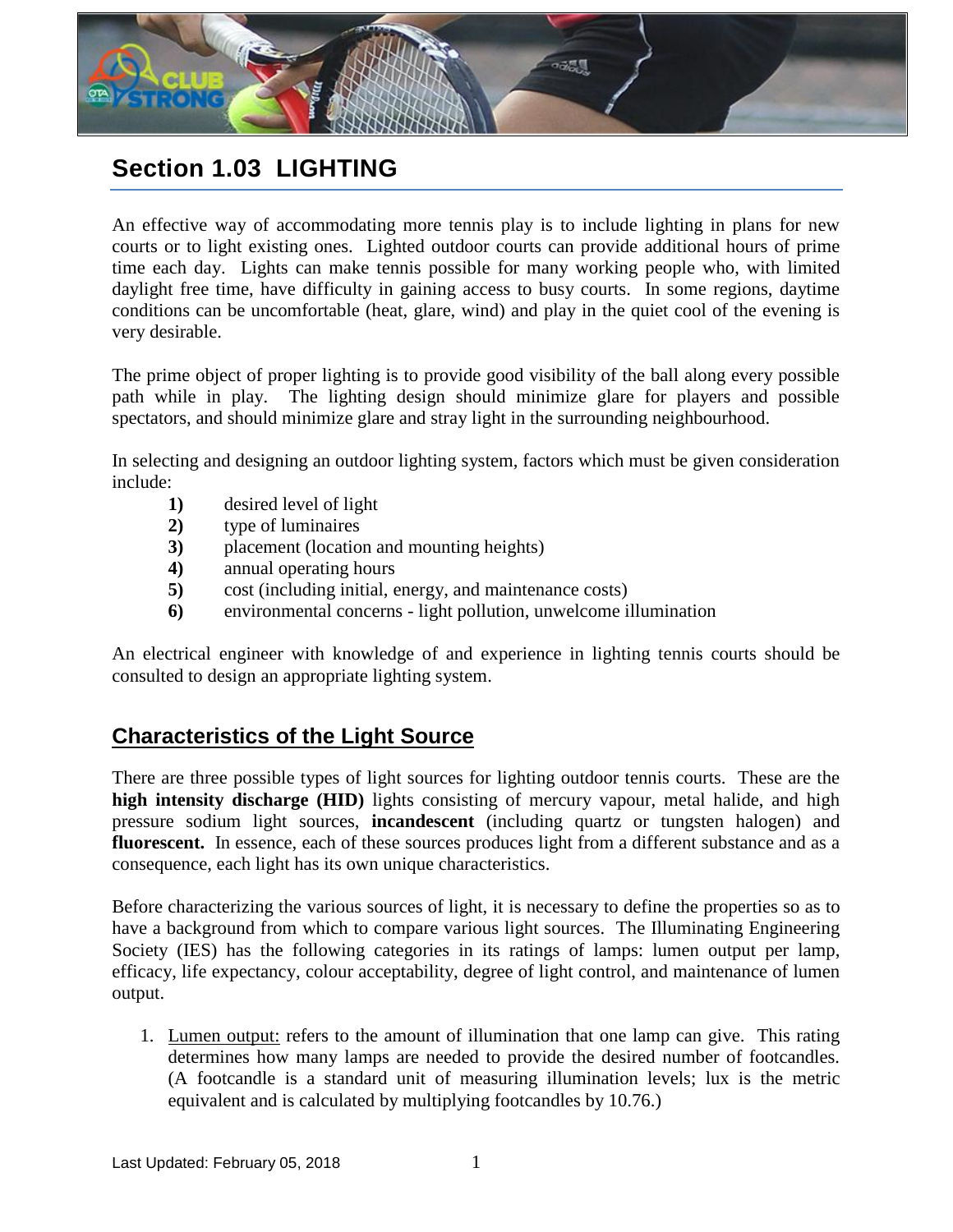# Section 1.03 LIGHTING

An effective way of accommodating more tennis play is to include lighting in plans for new courts or to light existing ones. Lighted outdoor courts can provide additional hours of prime time each day. Lights can make tennis possible for many working people who, with limited daylight free time, have difficulty in gaining access to busy courts. In some regions, daytime conditions can be uncomfortable (heat, glare, wind) and play in the quiet cool of the evening is very desirable.

The prime object of proper lighting is to provide good visibility of the ball along every possible path while in play. The lighting design should minimize glare for players and possible spectators, and should minimize glare and stray light in the surrounding neighbourhood.

In selecting and designing an outdoor lighting system, factors which must be given consideration include:

**1)** desired level of light
**2)** type of luminaires
**3)** placement (location and mounting heights)
**4)** annual operating hours
**5)** cost (including initial, energy, and maintenance costs)
**6)** environmental concerns - light pollution, unwelcome illumination

An electrical engineer with knowledge of and experience in lighting tennis courts should be consulted to design an appropriate lighting system.

## Characteristics of the Light Source

There are three possible types of light sources for lighting outdoor tennis courts. These are the **high intensity discharge (HID)** lights consisting of mercury vapour, metal halide, and high pressure sodium light sources, **incandescent** (including quartz or tungsten halogen) and **fluorescent.** In essence, each of these sources produces light from a different substance and as a consequence, each light has its own unique characteristics.

Before characterizing the various sources of light, it is necessary to define the properties so as to have a background from which to compare various light sources. The Illuminating Engineering Society (IES) has the following categories in its ratings of lamps: lumen output per lamp, efficacy, life expectancy, colour acceptability, degree of light control, and maintenance of lumen output.

1. Lumen output: refers to the amount of illumination that one lamp can give. This rating determines how many lamps are needed to provide the desired number of footcandles. (A footcandle is a standard unit of measuring illumination levels; lux is the metric equivalent and is calculated by multiplying footcandles by 10.76.)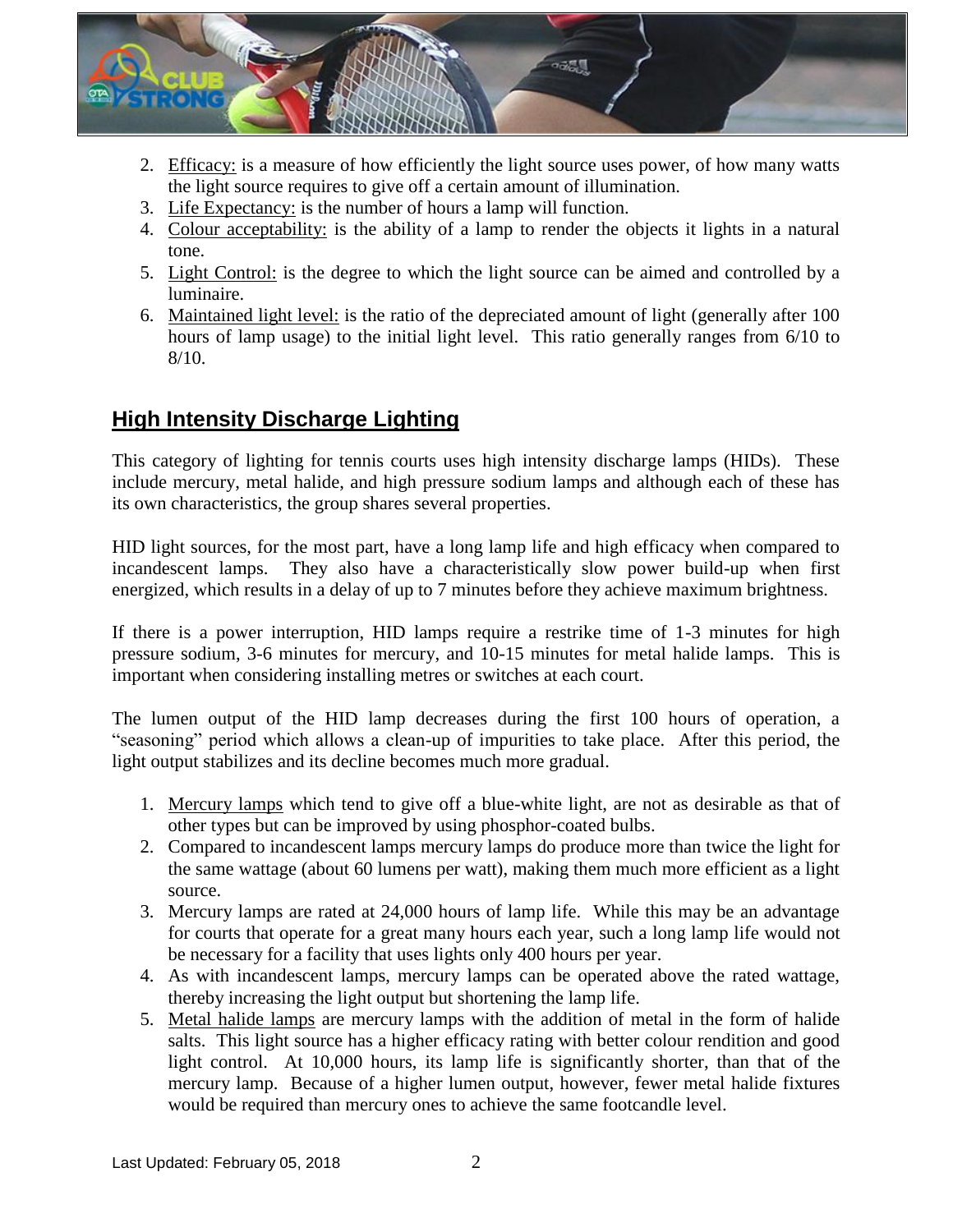2. Efficacy: is a measure of how efficiently the light source uses power, of how many watts the light source requires to give off a certain amount of illumination.
3. Life Expectancy: is the number of hours a lamp will function.
4. Colour acceptability: is the ability of a lamp to render the objects it lights in a natural tone.
5. Light Control: is the degree to which the light source can be aimed and controlled by a luminaire.
6. Maintained light level: is the ratio of the depreciated amount of light (generally after 100 hours of lamp usage) to the initial light level. This ratio generally ranges from 6/10 to 8/10.

## High Intensity Discharge Lighting

This category of lighting for tennis courts uses high intensity discharge lamps (HIDs). These include mercury, metal halide, and high pressure sodium lamps and although each of these has its own characteristics, the group shares several properties.

HID light sources, for the most part, have a long lamp life and high efficacy when compared to incandescent lamps. They also have a characteristically slow power build-up when first energized, which results in a delay of up to 7 minutes before they achieve maximum brightness.

If there is a power interruption, HID lamps require a restrike time of 1-3 minutes for high pressure sodium, 3-6 minutes for mercury, and 10-15 minutes for metal halide lamps. This is important when considering installing metres or switches at each court.

The lumen output of the HID lamp decreases during the first 100 hours of operation, a "seasoning" period which allows a clean-up of impurities to take place. After this period, the light output stabilizes and its decline becomes much more gradual.

1. Mercury lamps which tend to give off a blue-white light, are not as desirable as that of other types but can be improved by using phosphor-coated bulbs.
2. Compared to incandescent lamps mercury lamps do produce more than twice the light for the same wattage (about 60 lumens per watt), making them much more efficient as a light source.
3. Mercury lamps are rated at 24,000 hours of lamp life. While this may be an advantage for courts that operate for a great many hours each year, such a long lamp life would not be necessary for a facility that uses lights only 400 hours per year.
4. As with incandescent lamps, mercury lamps can be operated above the rated wattage, thereby increasing the light output but shortening the lamp life.
5. Metal halide lamps are mercury lamps with the addition of metal in the form of halide salts. This light source has a higher efficacy rating with better colour rendition and good light control. At 10,000 hours, its lamp life is significantly shorter, than that of the mercury lamp. Because of a higher lumen output, however, fewer metal halide fixtures would be required than mercury ones to achieve the same footcandle level.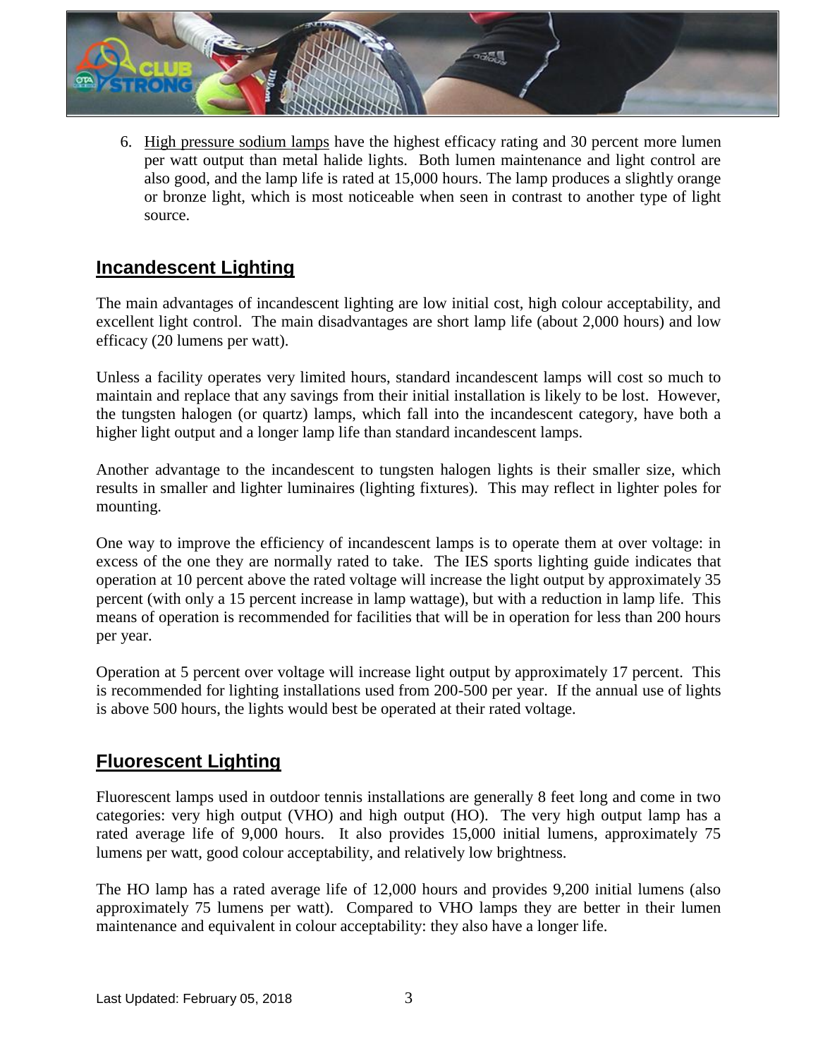6. <u>High pressure sodium lamps</u> have the highest efficacy rating and 30 percent more lumen per watt output than metal halide lights. Both lumen maintenance and light control are also good, and the lamp life is rated at 15,000 hours. The lamp produces a slightly orange or bronze light, which is most noticeable when seen in contrast to another type of light source.

## Incandescent Lighting

The main advantages of incandescent lighting are low initial cost, high colour acceptability, and excellent light control. The main disadvantages are short lamp life (about 2,000 hours) and low efficacy (20 lumens per watt).

Unless a facility operates very limited hours, standard incandescent lamps will cost so much to maintain and replace that any savings from their initial installation is likely to be lost. However, the tungsten halogen (or quartz) lamps, which fall into the incandescent category, have both a higher light output and a longer lamp life than standard incandescent lamps.

Another advantage to the incandescent to tungsten halogen lights is their smaller size, which results in smaller and lighter luminaires (lighting fixtures). This may reflect in lighter poles for mounting.

One way to improve the efficiency of incandescent lamps is to operate them at over voltage: in excess of the one they are normally rated to take. The IES sports lighting guide indicates that operation at 10 percent above the rated voltage will increase the light output by approximately 35 percent (with only a 15 percent increase in lamp wattage), but with a reduction in lamp life. This means of operation is recommended for facilities that will be in operation for less than 200 hours per year.

Operation at 5 percent over voltage will increase light output by approximately 17 percent. This is recommended for lighting installations used from 200-500 per year. If the annual use of lights is above 500 hours, the lights would best be operated at their rated voltage.

## Fluorescent Lighting

Fluorescent lamps used in outdoor tennis installations are generally 8 feet long and come in two categories: very high output (VHO) and high output (HO). The very high output lamp has a rated average life of 9,000 hours. It also provides 15,000 initial lumens, approximately 75 lumens per watt, good colour acceptability, and relatively low brightness.

The HO lamp has a rated average life of 12,000 hours and provides 9,200 initial lumens (also approximately 75 lumens per watt). Compared to VHO lamps they are better in their lumen maintenance and equivalent in colour acceptability: they also have a longer life.

Last Updated: February 05, 2018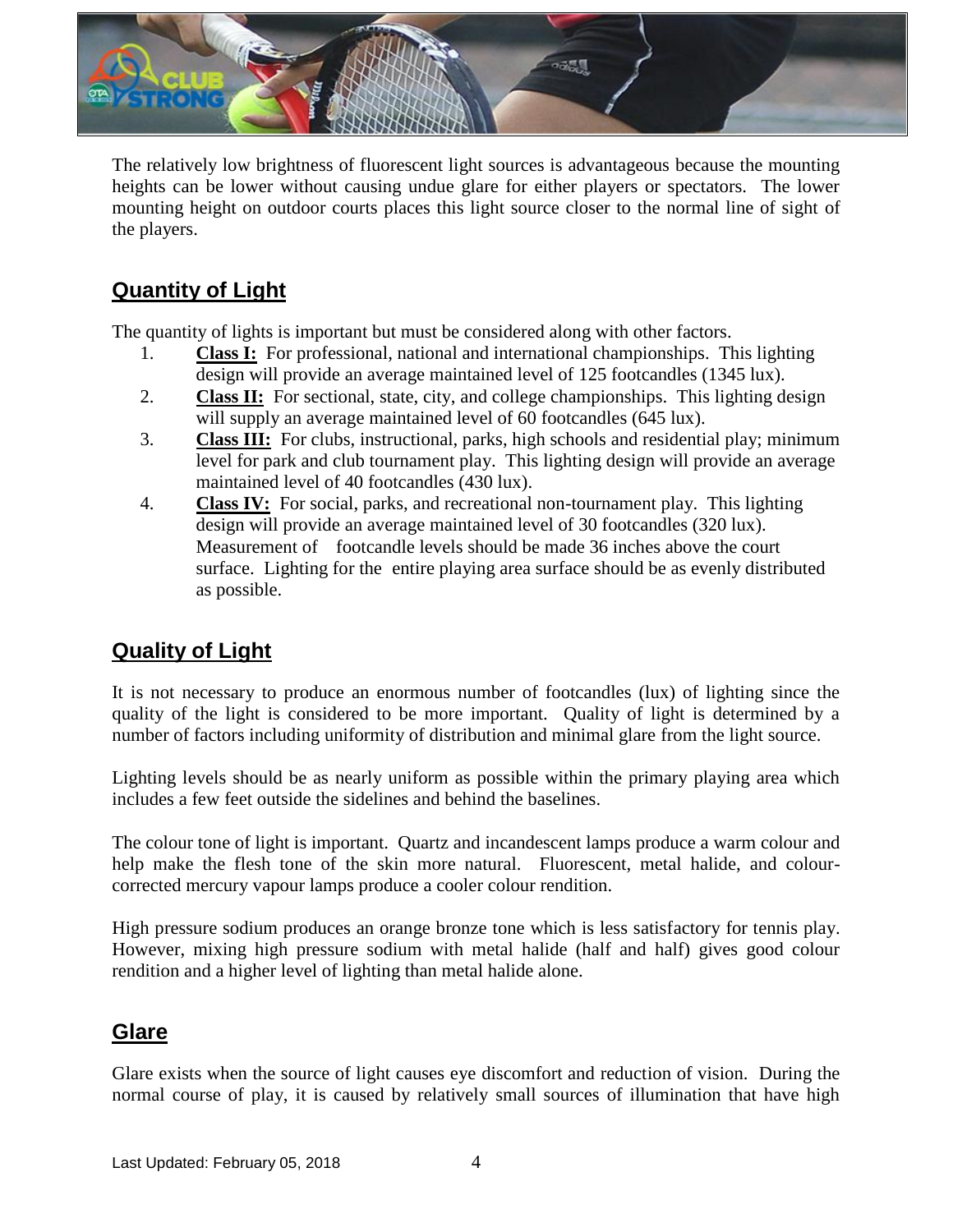The relatively low brightness of fluorescent light sources is advantageous because the mounting heights can be lower without causing undue glare for either players or spectators. The lower mounting height on outdoor courts places this light source closer to the normal line of sight of the players.

## Quantity of Light

The quantity of lights is important but must be considered along with other factors.

1. **Class I:** For professional, national and international championships. This lighting design will provide an average maintained level of 125 footcandles (1345 lux).
2. **Class II:** For sectional, state, city, and college championships. This lighting design will supply an average maintained level of 60 footcandles (645 lux).
3. **Class III:** For clubs, instructional, parks, high schools and residential play; minimum level for park and club tournament play. This lighting design will provide an average maintained level of 40 footcandles (430 lux).
4. **Class IV:** For social, parks, and recreational non-tournament play. This lighting design will provide an average maintained level of 30 footcandles (320 lux). Measurement of footcandle levels should be made 36 inches above the court surface. Lighting for the entire playing area surface should be as evenly distributed as possible.

## Quality of Light

It is not necessary to produce an enormous number of footcandles (lux) of lighting since the quality of the light is considered to be more important. Quality of light is determined by a number of factors including uniformity of distribution and minimal glare from the light source.

Lighting levels should be as nearly uniform as possible within the primary playing area which includes a few feet outside the sidelines and behind the baselines.

The colour tone of light is important. Quartz and incandescent lamps produce a warm colour and help make the flesh tone of the skin more natural. Fluorescent, metal halide, and colour-corrected mercury vapour lamps produce a cooler colour rendition.

High pressure sodium produces an orange bronze tone which is less satisfactory for tennis play. However, mixing high pressure sodium with metal halide (half and half) gives good colour rendition and a higher level of lighting than metal halide alone.

## Glare

Glare exists when the source of light causes eye discomfort and reduction of vision. During the normal course of play, it is caused by relatively small sources of illumination that have high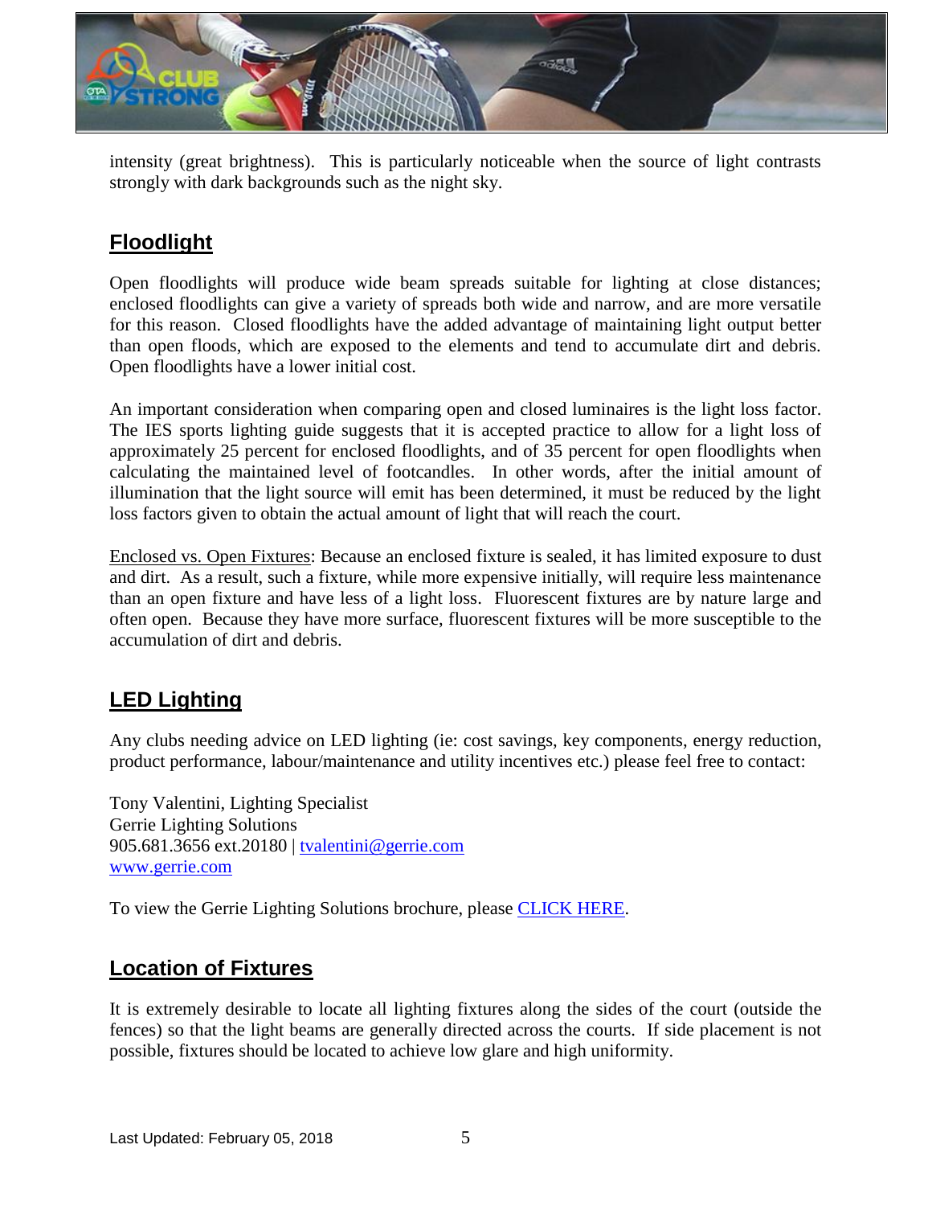intensity (great brightness). This is particularly noticeable when the source of light contrasts strongly with dark backgrounds such as the night sky.

## Floodlight

Open floodlights will produce wide beam spreads suitable for lighting at close distances; enclosed floodlights can give a variety of spreads both wide and narrow, and are more versatile for this reason. Closed floodlights have the added advantage of maintaining light output better than open floods, which are exposed to the elements and tend to accumulate dirt and debris. Open floodlights have a lower initial cost.

An important consideration when comparing open and closed luminaires is the light loss factor. The IES sports lighting guide suggests that it is accepted practice to allow for a light loss of approximately 25 percent for enclosed floodlights, and of 35 percent for open floodlights when calculating the maintained level of footcandles. In other words, after the initial amount of illumination that the light source will emit has been determined, it must be reduced by the light loss factors given to obtain the actual amount of light that will reach the court.

Enclosed vs. Open Fixtures: Because an enclosed fixture is sealed, it has limited exposure to dust and dirt. As a result, such a fixture, while more expensive initially, will require less maintenance than an open fixture and have less of a light loss. Fluorescent fixtures are by nature large and often open. Because they have more surface, fluorescent fixtures will be more susceptible to the accumulation of dirt and debris.

## LED Lighting

Any clubs needing advice on LED lighting (ie: cost savings, key components, energy reduction, product performance, labour/maintenance and utility incentives etc.) please feel free to contact:

Tony Valentini, Lighting Specialist
Gerrie Lighting Solutions
905.681.3656 ext.20180 | tvalentini@gerrie.com
www.gerrie.com

To view the Gerrie Lighting Solutions brochure, please CLICK HERE.

## Location of Fixtures

It is extremely desirable to locate all lighting fixtures along the sides of the court (outside the fences) so that the light beams are generally directed across the courts. If side placement is not possible, fixtures should be located to achieve low glare and high uniformity.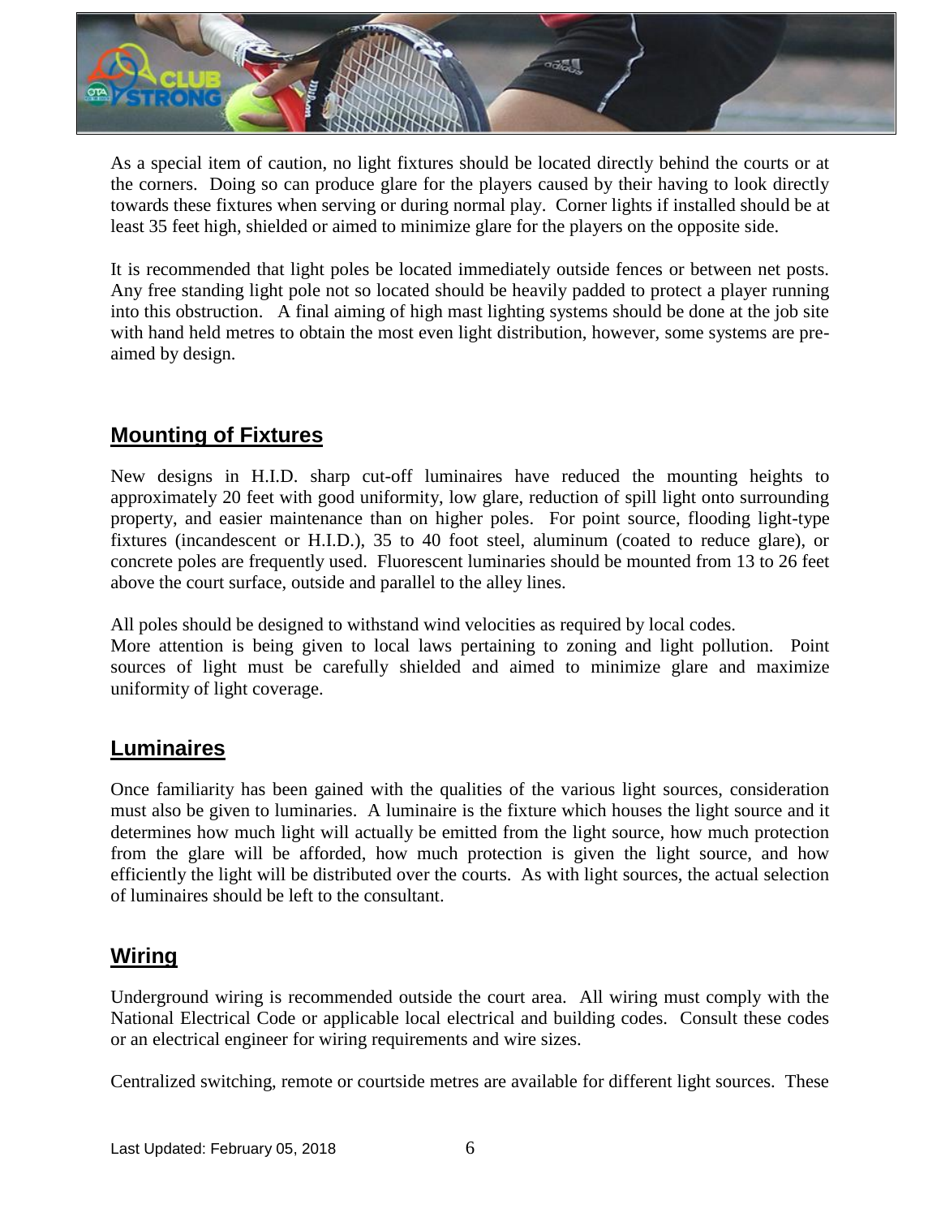As a special item of caution, no light fixtures should be located directly behind the courts or at the corners. Doing so can produce glare for the players caused by their having to look directly towards these fixtures when serving or during normal play. Corner lights if installed should be at least 35 feet high, shielded or aimed to minimize glare for the players on the opposite side.

It is recommended that light poles be located immediately outside fences or between net posts. Any free standing light pole not so located should be heavily padded to protect a player running into this obstruction. A final aiming of high mast lighting systems should be done at the job site with hand held metres to obtain the most even light distribution, however, some systems are pre-aimed by design.

## Mounting of Fixtures

New designs in H.I.D. sharp cut-off luminaires have reduced the mounting heights to approximately 20 feet with good uniformity, low glare, reduction of spill light onto surrounding property, and easier maintenance than on higher poles. For point source, flooding light-type fixtures (incandescent or H.I.D.), 35 to 40 foot steel, aluminum (coated to reduce glare), or concrete poles are frequently used. Fluorescent luminaries should be mounted from 13 to 26 feet above the court surface, outside and parallel to the alley lines.

All poles should be designed to withstand wind velocities as required by local codes.
More attention is being given to local laws pertaining to zoning and light pollution. Point sources of light must be carefully shielded and aimed to minimize glare and maximize uniformity of light coverage.

## Luminaires

Once familiarity has been gained with the qualities of the various light sources, consideration must also be given to luminaries. A luminaire is the fixture which houses the light source and it determines how much light will actually be emitted from the light source, how much protection from the glare will be afforded, how much protection is given the light source, and how efficiently the light will be distributed over the courts. As with light sources, the actual selection of luminaires should be left to the consultant.

## Wiring

Underground wiring is recommended outside the court area. All wiring must comply with the National Electrical Code or applicable local electrical and building codes. Consult these codes or an electrical engineer for wiring requirements and wire sizes.

Centralized switching, remote or courtside metres are available for different light sources. These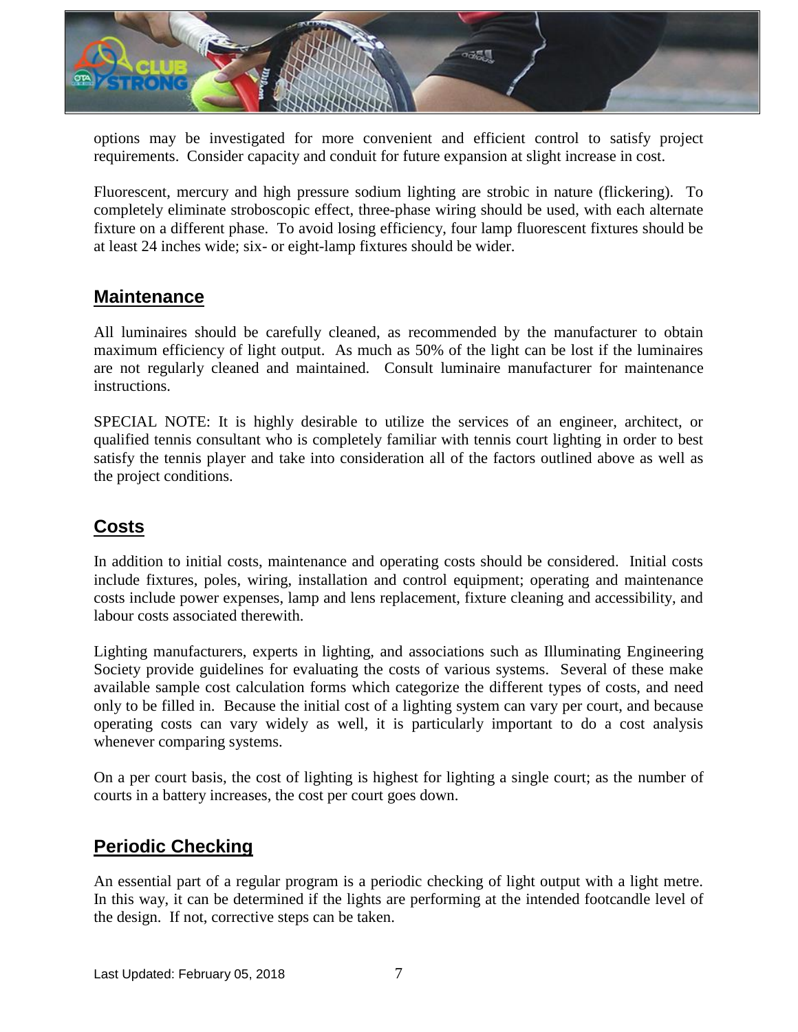options may be investigated for more convenient and efficient control to satisfy project requirements. Consider capacity and conduit for future expansion at slight increase in cost.

Fluorescent, mercury and high pressure sodium lighting are strobic in nature (flickering). To completely eliminate stroboscopic effect, three-phase wiring should be used, with each alternate fixture on a different phase. To avoid losing efficiency, four lamp fluorescent fixtures should be at least 24 inches wide; six- or eight-lamp fixtures should be wider.

## Maintenance

All luminaires should be carefully cleaned, as recommended by the manufacturer to obtain maximum efficiency of light output. As much as 50% of the light can be lost if the luminaires are not regularly cleaned and maintained. Consult luminaire manufacturer for maintenance instructions.

SPECIAL NOTE: It is highly desirable to utilize the services of an engineer, architect, or qualified tennis consultant who is completely familiar with tennis court lighting in order to best satisfy the tennis player and take into consideration all of the factors outlined above as well as the project conditions.

## Costs

In addition to initial costs, maintenance and operating costs should be considered. Initial costs include fixtures, poles, wiring, installation and control equipment; operating and maintenance costs include power expenses, lamp and lens replacement, fixture cleaning and accessibility, and labour costs associated therewith.

Lighting manufacturers, experts in lighting, and associations such as Illuminating Engineering Society provide guidelines for evaluating the costs of various systems. Several of these make available sample cost calculation forms which categorize the different types of costs, and need only to be filled in. Because the initial cost of a lighting system can vary per court, and because operating costs can vary widely as well, it is particularly important to do a cost analysis whenever comparing systems.

On a per court basis, the cost of lighting is highest for lighting a single court; as the number of courts in a battery increases, the cost per court goes down.

## Periodic Checking

An essential part of a regular program is a periodic checking of light output with a light metre. In this way, it can be determined if the lights are performing at the intended footcandle level of the design. If not, corrective steps can be taken.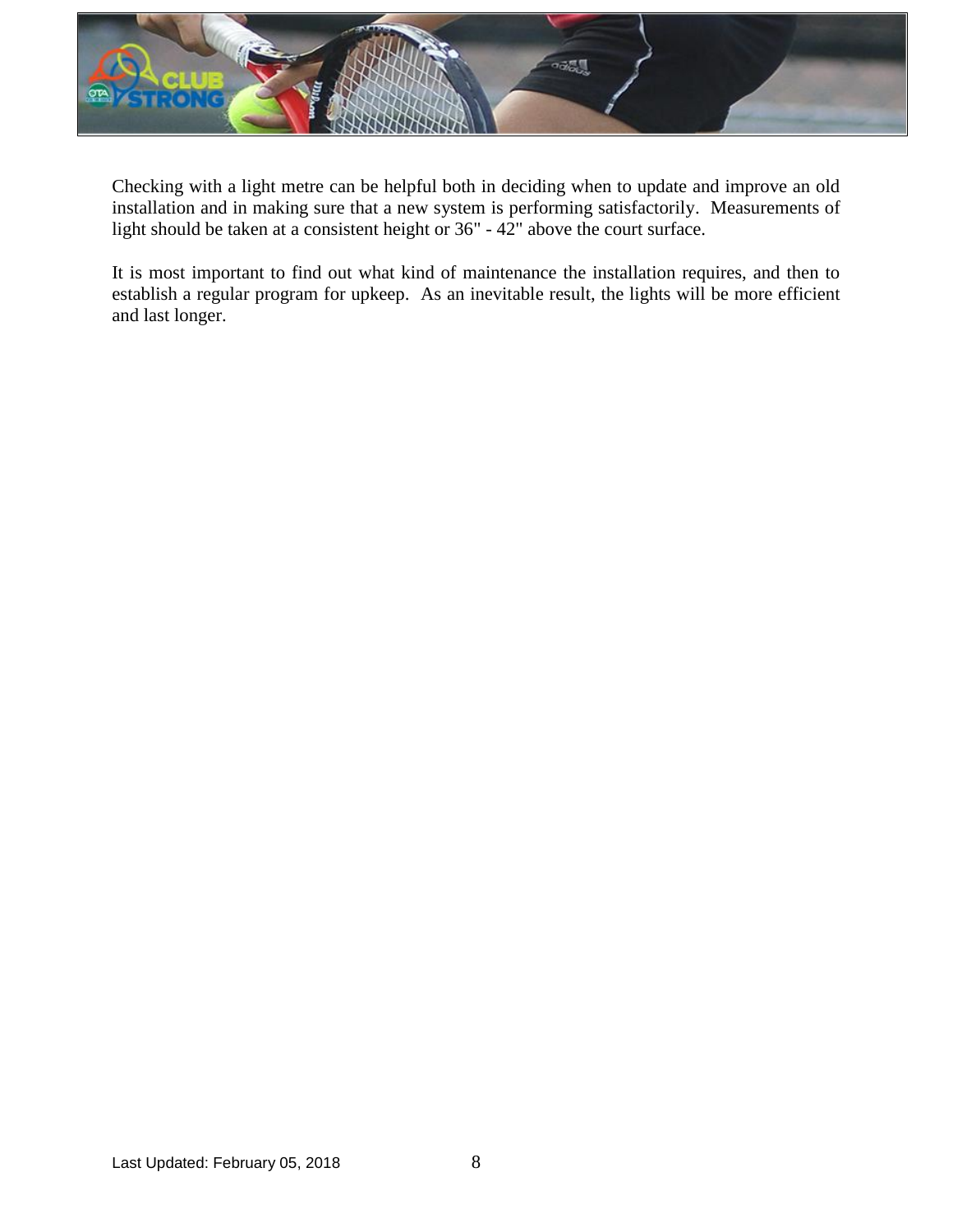Checking with a light metre can be helpful both in deciding when to update and improve an old installation and in making sure that a new system is performing satisfactorily. Measurements of light should be taken at a consistent height or 36" - 42" above the court surface.

It is most important to find out what kind of maintenance the installation requires, and then to establish a regular program for upkeep. As an inevitable result, the lights will be more efficient and last longer.